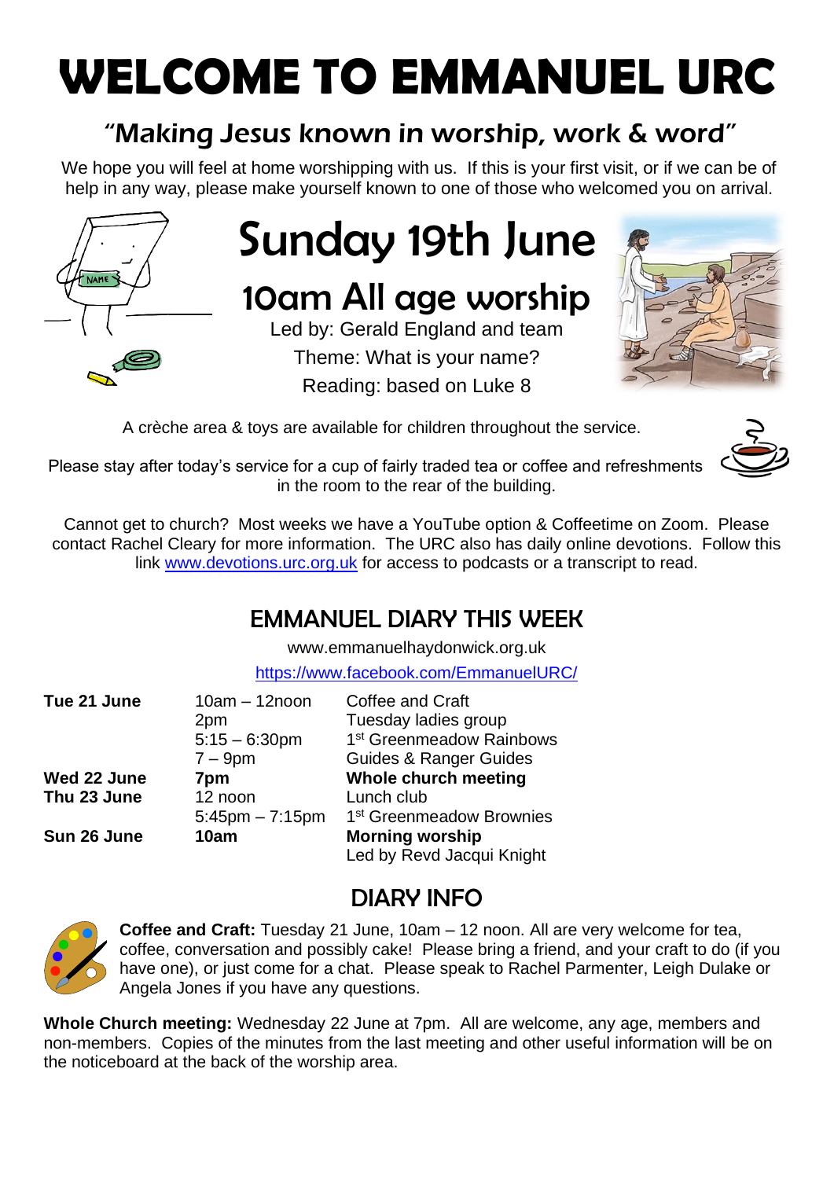# WELCOME TO EMMANUEL URC

## "Making Jesus known in worship, work & word"

We hope you will feel at home worshipping with us. If this is your first visit, or if we can be of help in any way, please make yourself known to one of those who welcomed you on arrival.

# Sunday 19th June

## 10am All age worship

Led by: Gerald England and team

Theme: What is your name?

Reading: based on Luke 8

A crèche area & toys are available for children throughout the service.

Please stay after today's service for a cup of fairly traded tea or coffee and refreshments in the room to the rear of the building.

Cannot get to church? Most weeks we have a YouTube option & Coffeetime on Zoom. Please contact Rachel Cleary for more information. The URC also has daily online devotions. Follow this link www.devotions.urc.org.uk for access to podcasts or a transcript to read.

## EMMANUEL DIARY THIS WEEK

www.emmanuelhaydonwick.org.uk

https://www.facebook.com/EmmanuelURC/

| | | |
|---|---|---|
| **Tue 21 June** | 10am – 12noon | Coffee and Craft |
| | 2pm | Tuesday ladies group |
| | 5:15 – 6:30pm | 1st Greenmeadow Rainbows |
| | 7 – 9pm | Guides & Ranger Guides |
| **Wed 22 June** | **7pm** | **Whole church meeting** |
| **Thu 23 June** | 12 noon | Lunch club |
| | 5:45pm – 7:15pm | 1st Greenmeadow Brownies |
| **Sun 26 June** | **10am** | **Morning worship** |
| | | Led by Revd Jacqui Knight |

## DIARY INFO

**Coffee and Craft:** Tuesday 21 June, 10am – 12 noon. All are very welcome for tea, coffee, conversation and possibly cake! Please bring a friend, and your craft to do (if you have one), or just come for a chat. Please speak to Rachel Parmenter, Leigh Dulake or Angela Jones if you have any questions.

**Whole Church meeting:** Wednesday 22 June at 7pm. All are welcome, any age, members and non-members. Copies of the minutes from the last meeting and other useful information will be on the noticeboard at the back of the worship area.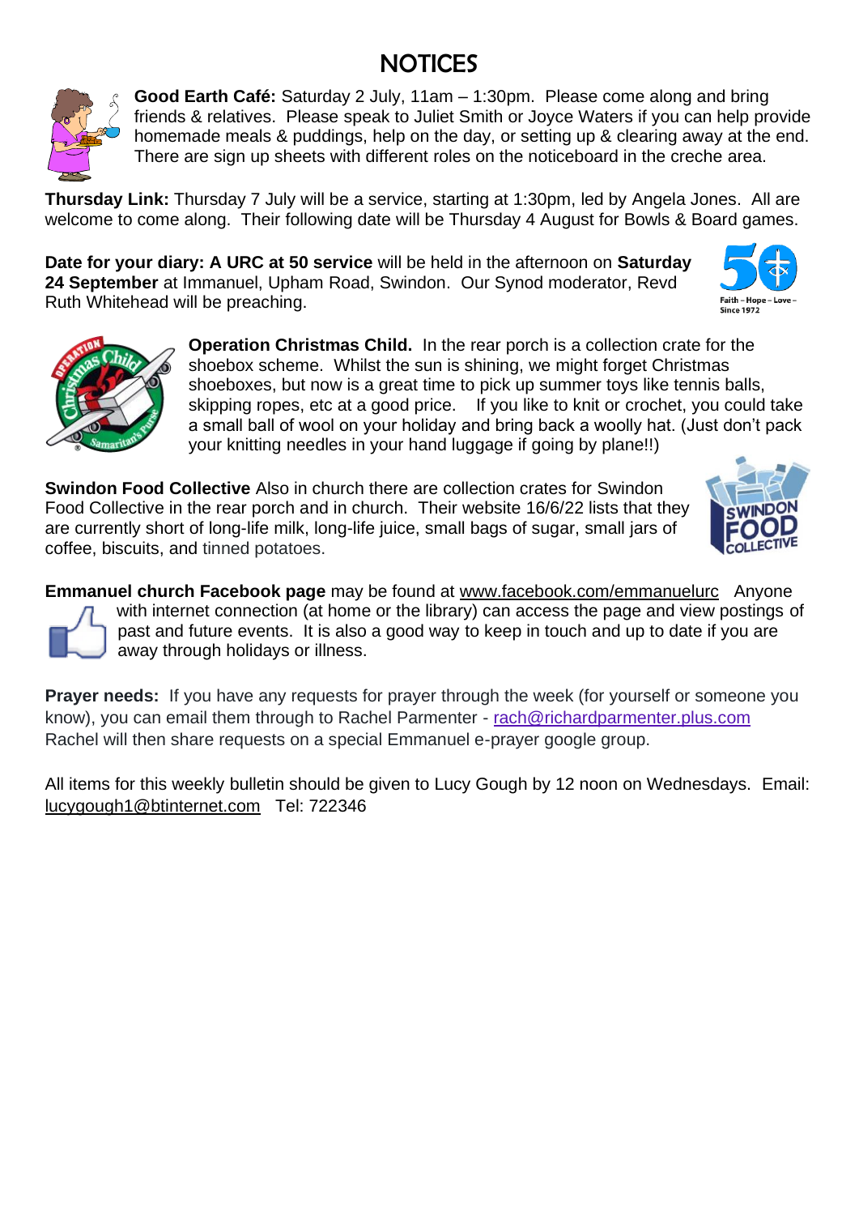# NOTICES

**Good Earth Café:** Saturday 2 July, 11am – 1:30pm. Please come along and bring friends & relatives. Please speak to Juliet Smith or Joyce Waters if you can help provide homemade meals & puddings, help on the day, or setting up & clearing away at the end. There are sign up sheets with different roles on the noticeboard in the creche area.

**Thursday Link:** Thursday 7 July will be a service, starting at 1:30pm, led by Angela Jones. All are welcome to come along. Their following date will be Thursday 4 August for Bowls & Board games.

**Date for your diary: A URC at 50 service** will be held in the afternoon on **Saturday 24 September** at Immanuel, Upham Road, Swindon. Our Synod moderator, Revd Ruth Whitehead will be preaching.

**Operation Christmas Child.** In the rear porch is a collection crate for the shoebox scheme. Whilst the sun is shining, we might forget Christmas shoeboxes, but now is a great time to pick up summer toys like tennis balls, skipping ropes, etc at a good price. If you like to knit or crochet, you could take a small ball of wool on your holiday and bring back a woolly hat. (Just don't pack your knitting needles in your hand luggage if going by plane!!)

**Swindon Food Collective** Also in church there are collection crates for Swindon Food Collective in the rear porch and in church. Their website 16/6/22 lists that they are currently short of long-life milk, long-life juice, small bags of sugar, small jars of coffee, biscuits, and tinned potatoes.

**Emmanuel church Facebook page** may be found at www.facebook.com/emmanuelurc Anyone with internet connection (at home or the library) can access the page and view postings of past and future events. It is also a good way to keep in touch and up to date if you are away through holidays or illness.

**Prayer needs:** If you have any requests for prayer through the week (for yourself or someone you know), you can email them through to Rachel Parmenter - rach@richardparmenter.plus.com Rachel will then share requests on a special Emmanuel e-prayer google group.

All items for this weekly bulletin should be given to Lucy Gough by 12 noon on Wednesdays. Email: lucygough1@btinternet.com Tel: 722346